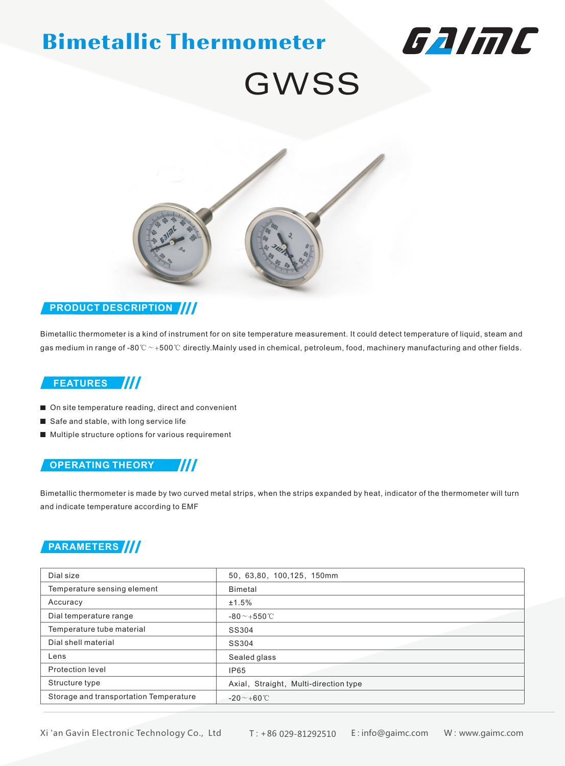# Bimetallic Thermometer

GAIMC

## GWSS

## PRODUCT DESCRIPTION

Bimetallic thermometer is a kind of instrument for on site temperature measurement. It could detect temperature of liquid, steam and gas medium in range of -80℃～+500℃ directly.Mainly used in chemical, petroleum, food, machinery manufacturing and other fields.

## FEATURES

- On site temperature reading, direct and convenient
- Safe and stable, with long service life
- Multiple structure options for various requirement

## OPERATING THEORY

Bimetallic thermometer is made by two curved metal strips, when the strips expanded by heat, indicator of the thermometer will turn and indicate temperature according to EMF

## PARAMETERS

| | |
|---|---|
| Dial size | 50，63,80，100,125，150mm |
| Temperature sensing element | Bimetal |
| Accuracy | ±1.5% |
| Dial temperature range | -80～+550℃ |
| Temperature tube material | SS304 |
| Dial shell material | SS304 |
| Lens | Sealed glass |
| Protection level | IP65 |
| Structure type | Axial，Straight，Multi-direction type |
| Storage and transportation Temperature | -20～+60℃ |

Xi 'an Gavin Electronic Technology Co., Ltd T : +86 029-81292510 E : info@gaimc.com W : www.gaimc.com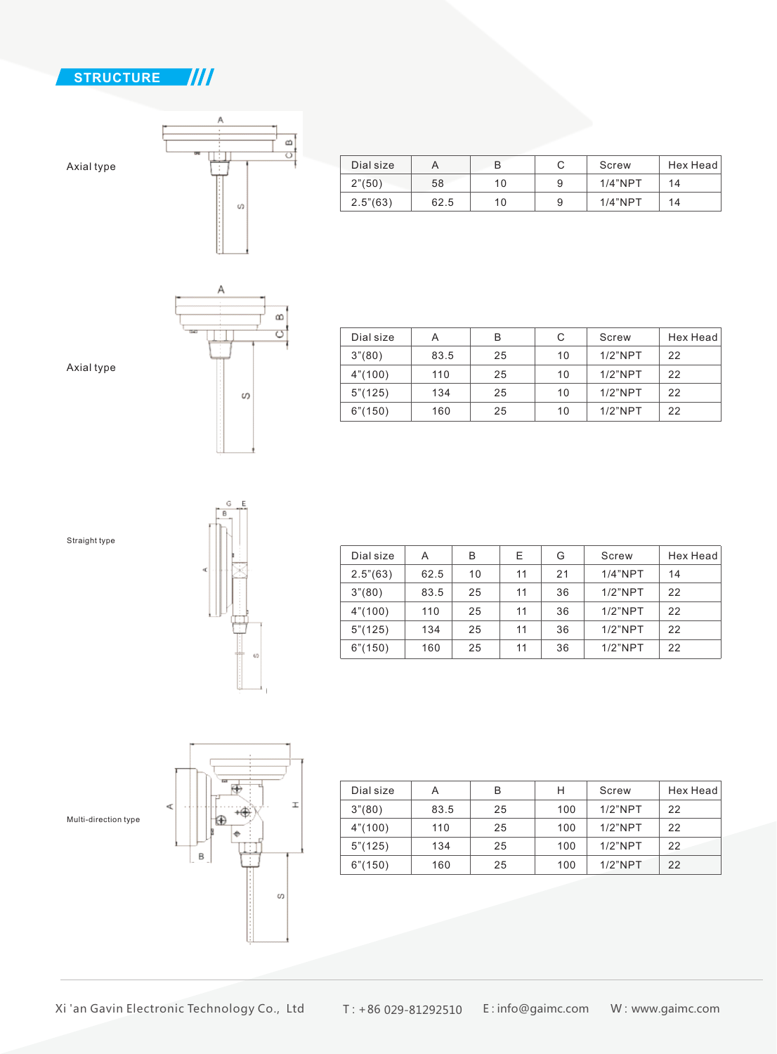## STRUCTURE

Axial type

| Dial size | A | B | C | Screw | Hex Head |
|---|---|---|---|---|---|
| 2"(50) | 58 | 10 | 9 | 1/4"NPT | 14 |
| 2.5"(63) | 62.5 | 10 | 9 | 1/4"NPT | 14 |

Axial type

| Dial size | A | B | C | Screw | Hex Head |
|---|---|---|---|---|---|
| 3"(80) | 83.5 | 25 | 10 | 1/2"NPT | 22 |
| 4"(100) | 110 | 25 | 10 | 1/2"NPT | 22 |
| 5"(125) | 134 | 25 | 10 | 1/2"NPT | 22 |
| 6"(150) | 160 | 25 | 10 | 1/2"NPT | 22 |

Straight type

| Dial size | A | B | E | G | Screw | Hex Head |
|---|---|---|---|---|---|---|
| 2.5"(63) | 62.5 | 10 | 11 | 21 | 1/4"NPT | 14 |
| 3"(80) | 83.5 | 25 | 11 | 36 | 1/2"NPT | 22 |
| 4"(100) | 110 | 25 | 11 | 36 | 1/2"NPT | 22 |
| 5"(125) | 134 | 25 | 11 | 36 | 1/2"NPT | 22 |
| 6"(150) | 160 | 25 | 11 | 36 | 1/2"NPT | 22 |

Multi-direction type

| Dial size | A | B | H | Screw | Hex Head |
|---|---|---|---|---|---|
| 3"(80) | 83.5 | 25 | 100 | 1/2"NPT | 22 |
| 4"(100) | 110 | 25 | 100 | 1/2"NPT | 22 |
| 5"(125) | 134 | 25 | 100 | 1/2"NPT | 22 |
| 6"(150) | 160 | 25 | 100 | 1/2"NPT | 22 |

Xi 'an Gavin Electronic Technology Co., Ltd T : +86 029-81292510 E : info@gaimc.com W : www.gaimc.com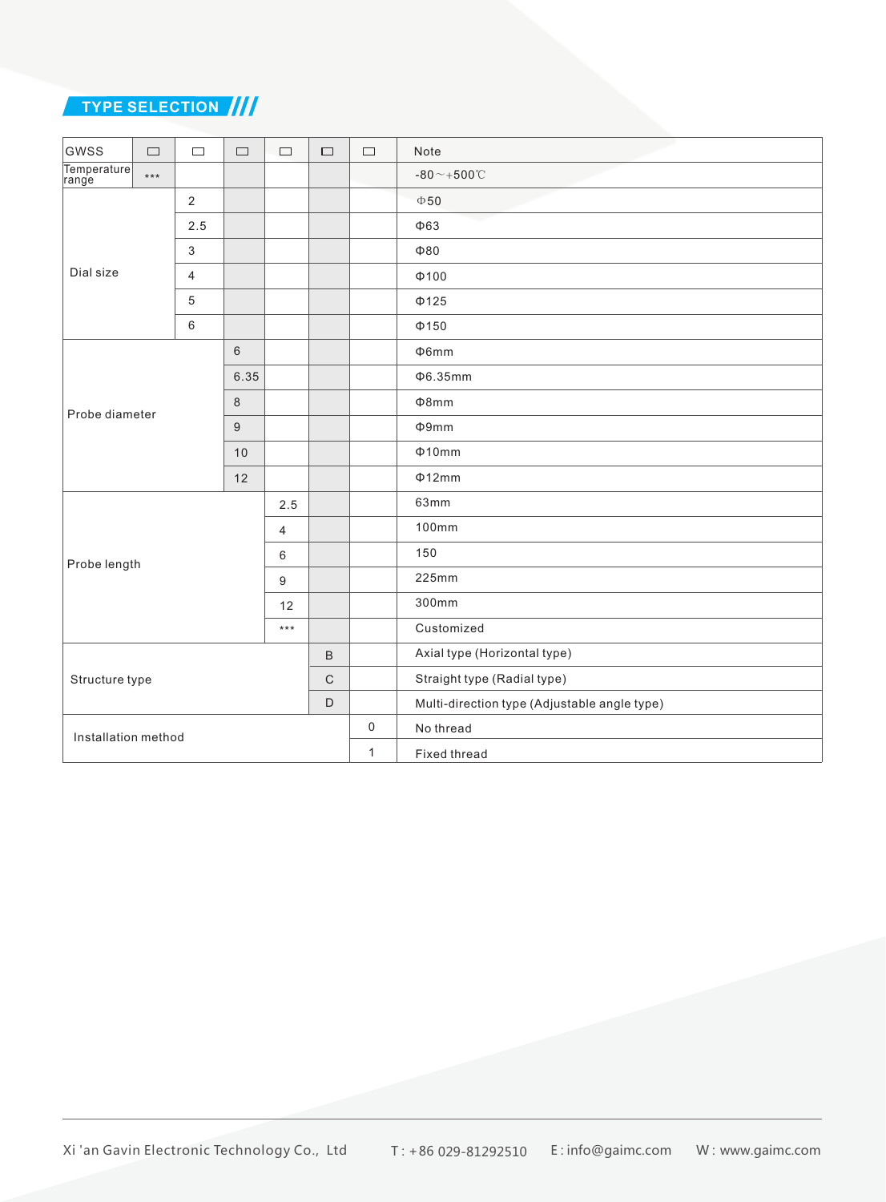## TYPE SELECTION

| GWSS | □ | □ | □ | □ | □ | □ | Note |
|---|---|---|---|---|---|---|---|
| Temperature range | *** | | | | | | -80～+500℃ |
| Dial size | | 2 | | | | | Φ50 |
| | | 2.5 | | | | | Φ63 |
| | | 3 | | | | | Φ80 |
| | | 4 | | | | | Φ100 |
| | | 5 | | | | | Φ125 |
| | | 6 | | | | | Φ150 |
| Probe diameter | | | 6 | | | | Φ6mm |
| | | | 6.35 | | | | Φ6.35mm |
| | | | 8 | | | | Φ8mm |
| | | | 9 | | | | Φ9mm |
| | | | 10 | | | | Φ10mm |
| | | | 12 | | | | Φ12mm |
| Probe length | | | | 2.5 | | | 63mm |
| | | | | 4 | | | 100mm |
| | | | | 6 | | | 150 |
| | | | | 9 | | | 225mm |
| | | | | 12 | | | 300mm |
| | | | | *** | | | Customized |
| Structure type | | | | | B | | Axial type (Horizontal type) |
| | | | | | C | | Straight type (Radial type) |
| | | | | | D | | Multi-direction type (Adjustable angle type) |
| Installation method | | | | | | 0 | No thread |
| | | | | | | 1 | Fixed thread |

Xi 'an Gavin Electronic Technology Co., Ltd　T : +86 029-81292510　E : info@gaimc.com　W : www.gaimc.com